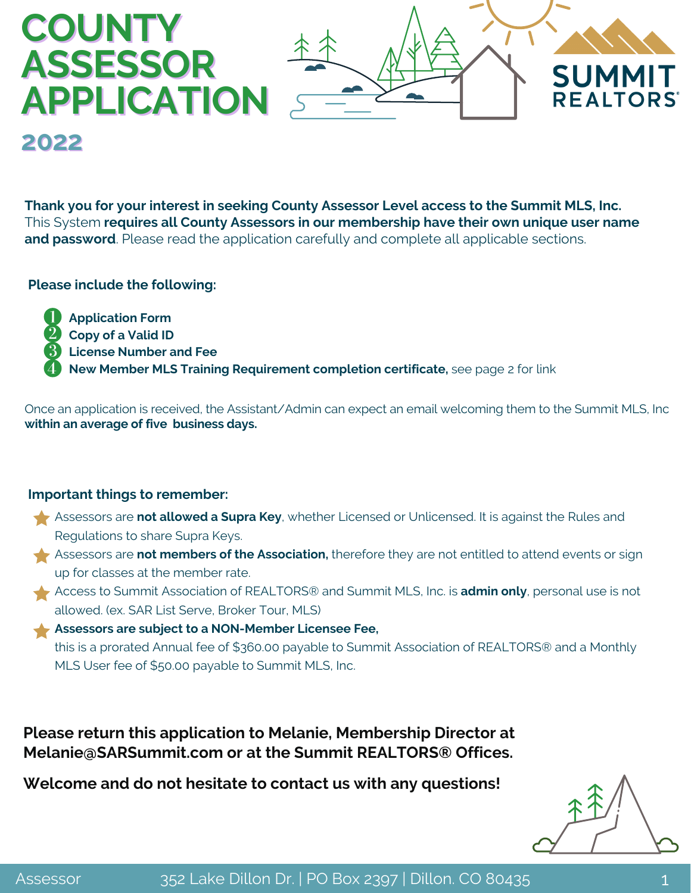# COUNTY ASSESSOR APPLICATION

## 2022

SUMMIT REALTORS®

**Thank you for your interest in seeking County Assessor Level access to the Summit MLS, Inc.** This System **requires all County Assessors in our membership have their own unique user name and password**. Please read the application carefully and complete all applicable sections.

**Please include the following:**

1. **Application Form**
2. **Copy of a Valid ID**
3. **License Number and Fee**
4. **New Member MLS Training Requirement completion certificate,** see page 2 for link

Once an application is received, the Assistant/Admin can expect an email welcoming them to the Summit MLS, Inc **within an average of five business days.**

**Important things to remember:**

- Assessors are **not allowed a Supra Key**, whether Licensed or Unlicensed. It is against the Rules and Regulations to share Supra Keys.
- Assessors are **not members of the Association,** therefore they are not entitled to attend events or sign up for classes at the member rate.
- Access to Summit Association of REALTORS® and Summit MLS, Inc. is **admin only**, personal use is not allowed. (ex. SAR List Serve, Broker Tour, MLS)
- **Assessors are subject to a NON-Member Licensee Fee,** this is a prorated Annual fee of $360.00 payable to Summit Association of REALTORS® and a Monthly MLS User fee of $50.00 payable to Summit MLS, Inc.

**Please return this application to Melanie, Membership Director at Melanie@SARSummit.com or at the Summit REALTORS® Offices.**

**Welcome and do not hesitate to contact us with any questions!**

Assessor 352 Lake Dillon Dr. | PO Box 2397 | Dillon. CO 80435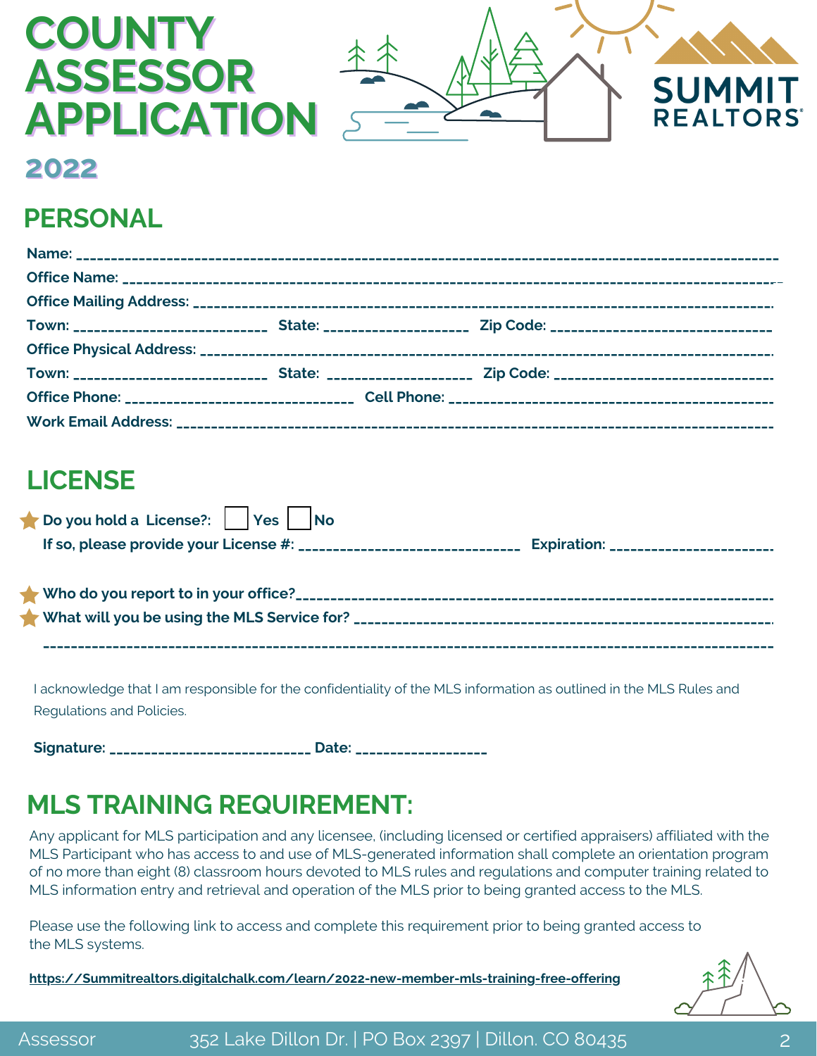# COUNTY ASSESSOR APPLICATION

**2022**

SUMMIT REALTORS®

## PERSONAL

**Name:** ____________________________________________

**Office Name:** ____________________________________________

**Office Mailing Address:** ____________________________________________

**Town:** ______________________ **State:** ________________ **Zip Code:** ______________________

**Office Physical Address:** ____________________________________________

**Town:** ______________________ **State:** ________________ **Zip Code:** ______________________

**Office Phone:** ______________________ **Cell Phone:** ______________________

**Work Email Address:** ____________________________________________

## LICENSE

★ **Do you hold a License?:** ☐ **Yes** ☐ **No**

**If so, please provide your License #:** ______________________ **Expiration:** ________________

★ **Who do you report to in your office?** ____________________________________________

★ **What will you be using the MLS Service for?** ____________________________________________

____________________________________________

I acknowledge that I am responsible for the confidentiality of the MLS information as outlined in the MLS Rules and Regulations and Policies.

**Signature:** ______________________ **Date:** ________________

## MLS TRAINING REQUIREMENT:

Any applicant for MLS participation and any licensee, (including licensed or certified appraisers) affiliated with the MLS Participant who has access to and use of MLS-generated information shall complete an orientation program of no more than eight (8) classroom hours devoted to MLS rules and regulations and computer training related to MLS information entry and retrieval and operation of the MLS prior to being granted access to the MLS.

Please use the following link to access and complete this requirement prior to being granted access to the MLS systems.

**https://Summitrealtors.digitalchalk.com/learn/2022-new-member-mls-training-free-offering**

Assessor 352 Lake Dillon Dr. | PO Box 2397 | Dillon. CO 80435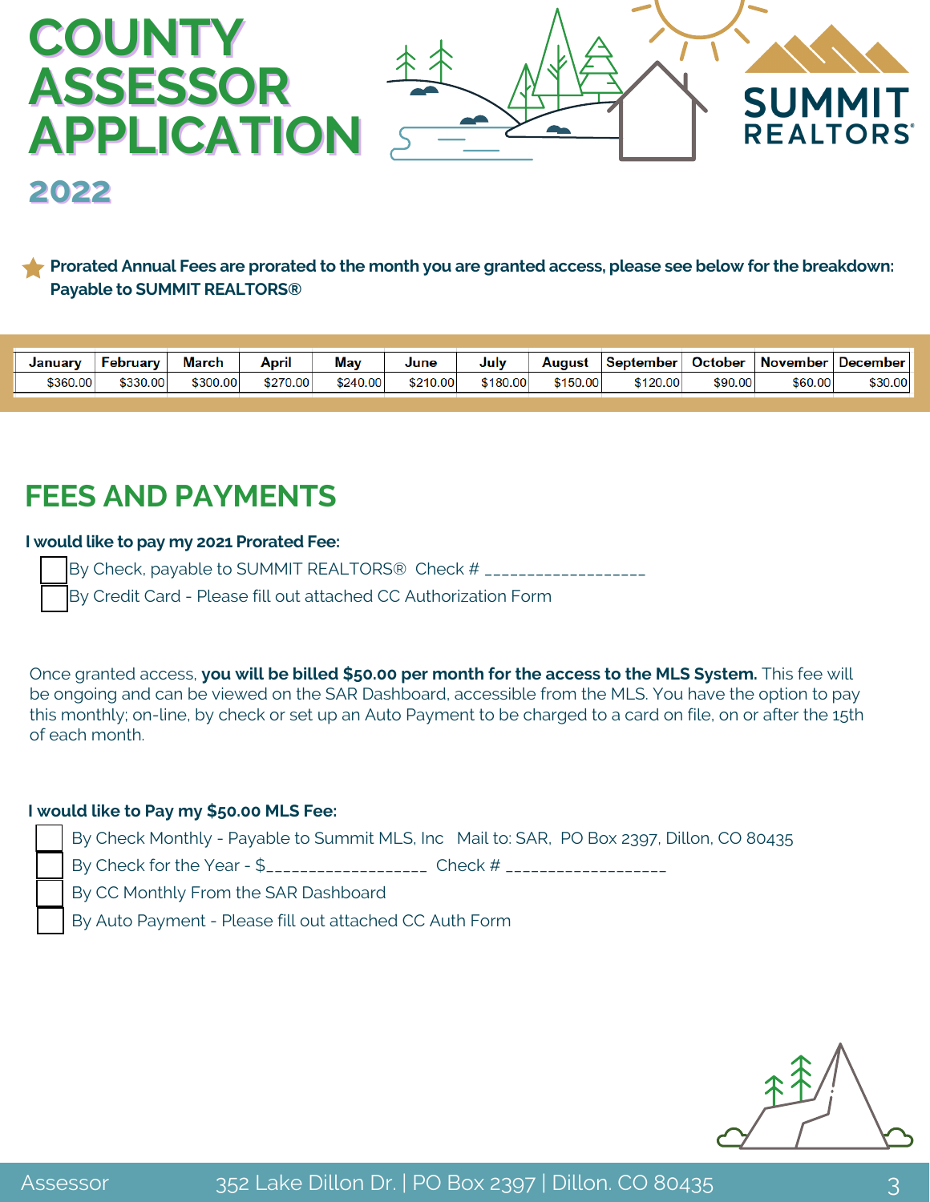# COUNTY ASSESSOR APPLICATION

## 2022

SUMMIT REALTORS®

**Prorated Annual Fees are prorated to the month you are granted access, please see below for the breakdown: Payable to SUMMIT REALTORS®**

| January | February | March | April | May | June | July | August | September | October | November | December |
|---|---|---|---|---|---|---|---|---|---|---|---|
| $360.00 | $330.00 | $300.00 | $270.00 | $240.00 | $210.00 | $180.00 | $150.00 | $120.00 | $90.00 | $60.00 | $30.00 |

## FEES AND PAYMENTS

**I would like to pay my 2021 Prorated Fee:**

- ☐ By Check, payable to SUMMIT REALTORS® Check # ___________________
- ☐ By Credit Card - Please fill out attached CC Authorization Form

Once granted access, **you will be billed $50.00 per month for the access to the MLS System.** This fee will be ongoing and can be viewed on the SAR Dashboard, accessible from the MLS. You have the option to pay this monthly; on-line, by check or set up an Auto Payment to be charged to a card on file, on or after the 15th of each month.

**I would like to Pay my $50.00 MLS Fee:**

- ☐ By Check Monthly - Payable to Summit MLS, Inc Mail to: SAR, PO Box 2397, Dillon, CO 80435
- ☐ By Check for the Year - $___________________ Check # ___________________
- ☐ By CC Monthly From the SAR Dashboard
- ☐ By Auto Payment - Please fill out attached CC Auth Form

Assessor 352 Lake Dillon Dr. | PO Box 2397 | Dillon. CO 80435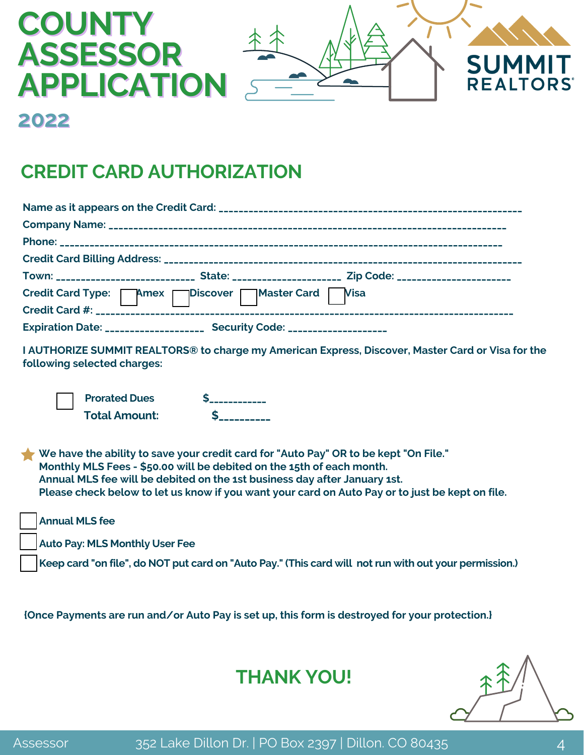# COUNTY ASSESSOR APPLICATION

## 2022

SUMMIT REALTORS®

## CREDIT CARD AUTHORIZATION

Name as it appears on the Credit Card: ___________________________________________________________

Company Name: ______________________________________________________________________________

Phone: ______________________________________________________________________________________

Credit Card Billing Address: _______________________________________________________________________

Town: ___________________________ State: _____________________ Zip Code: ______________________

Credit Card Type: ☐ Amex ☐ Discover ☐ Master Card ☐ Visa

Credit Card #: _________________________________________________________________________________

Expiration Date: ___________________ Security Code: __________________

**I AUTHORIZE SUMMIT REALTORS® to charge my American Express, Discover, Master Card or Visa for the following selected charges:**

☐ Prorated Dues $___________

Total Amount: $_________

★ We have the ability to save your credit card for "Auto Pay" OR to be kept "On File."
Monthly MLS Fees - $50.00 will be debited on the 15th of each month.
Annual MLS fee will be debited on the 1st business day after January 1st.
Please check below to let us know if you want your card on Auto Pay or to just be kept on file.

☐ Annual MLS fee

☐ Auto Pay: MLS Monthly User Fee

☐ Keep card "on file", do NOT put card on "Auto Pay." (This card will not run with out your permission.)

{Once Payments are run and/or Auto Pay is set up, this form is destroyed for your protection.}

## THANK YOU!

Assessor 352 Lake Dillon Dr. | PO Box 2397 | Dillon. CO 80435